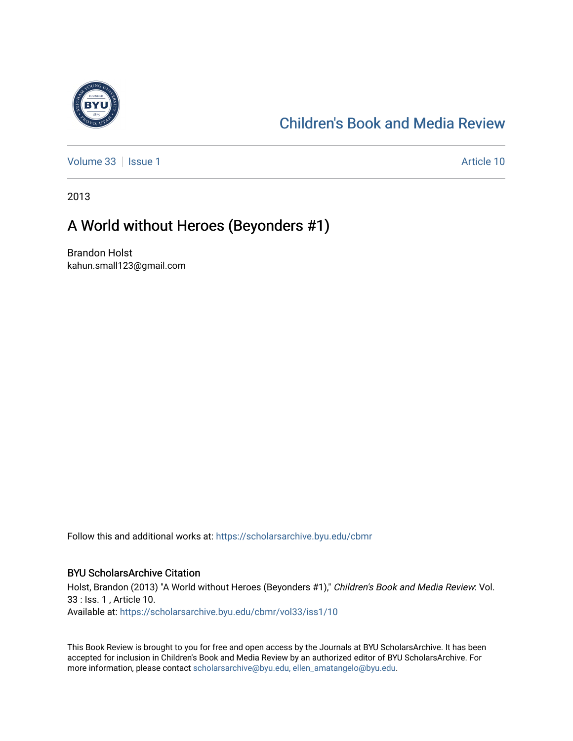# Children's Book and Media Review

Volume 33 | Issue 1 | Article 10

2013

## A World without Heroes (Beyonders #1)

Brandon Holst
kahun.small123@gmail.com

Follow this and additional works at: https://scholarsarchive.byu.edu/cbmr

### BYU ScholarsArchive Citation

Holst, Brandon (2013) "A World without Heroes (Beyonders #1)," *Children's Book and Media Review*: Vol. 33 : Iss. 1 , Article 10.
Available at: https://scholarsarchive.byu.edu/cbmr/vol33/iss1/10

This Book Review is brought to you for free and open access by the Journals at BYU ScholarsArchive. It has been accepted for inclusion in Children's Book and Media Review by an authorized editor of BYU ScholarsArchive. For more information, please contact scholarsarchive@byu.edu, ellen_amatangelo@byu.edu.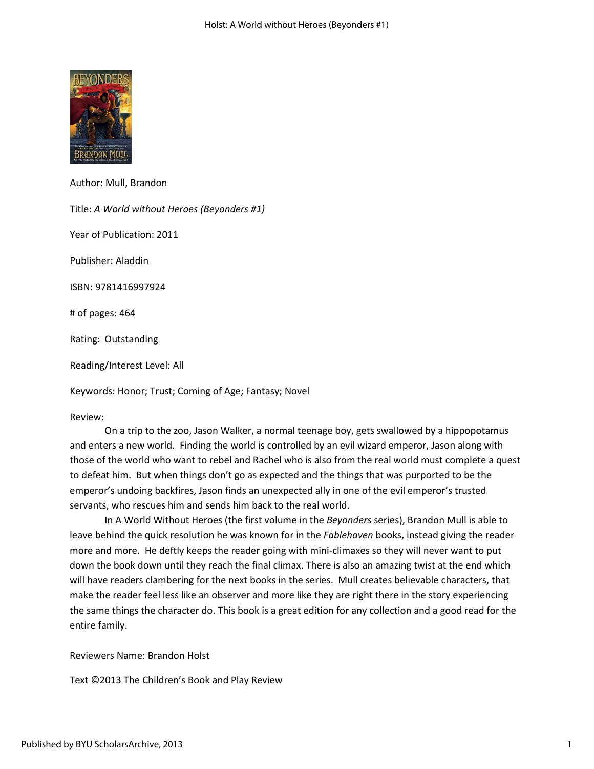Author: Mull, Brandon

Title: *A World without Heroes (Beyonders #1)*

Year of Publication: 2011

Publisher: Aladdin

ISBN: 9781416997924

# of pages: 464

Rating: Outstanding

Reading/Interest Level: All

Keywords: Honor; Trust; Coming of Age; Fantasy; Novel

Review:

On a trip to the zoo, Jason Walker, a normal teenage boy, gets swallowed by a hippopotamus and enters a new world. Finding the world is controlled by an evil wizard emperor, Jason along with those of the world who want to rebel and Rachel who is also from the real world must complete a quest to defeat him. But when things don't go as expected and the things that was purported to be the emperor's undoing backfires, Jason finds an unexpected ally in one of the evil emperor's trusted servants, who rescues him and sends him back to the real world.

In A World Without Heroes (the first volume in the *Beyonders* series), Brandon Mull is able to leave behind the quick resolution he was known for in the *Fablehaven* books, instead giving the reader more and more. He deftly keeps the reader going with mini-climaxes so they will never want to put down the book down until they reach the final climax. There is also an amazing twist at the end which will have readers clambering for the next books in the series. Mull creates believable characters, that make the reader feel less like an observer and more like they are right there in the story experiencing the same things the character do. This book is a great edition for any collection and a good read for the entire family.

Reviewers Name: Brandon Holst

Text ©2013 The Children's Book and Play Review